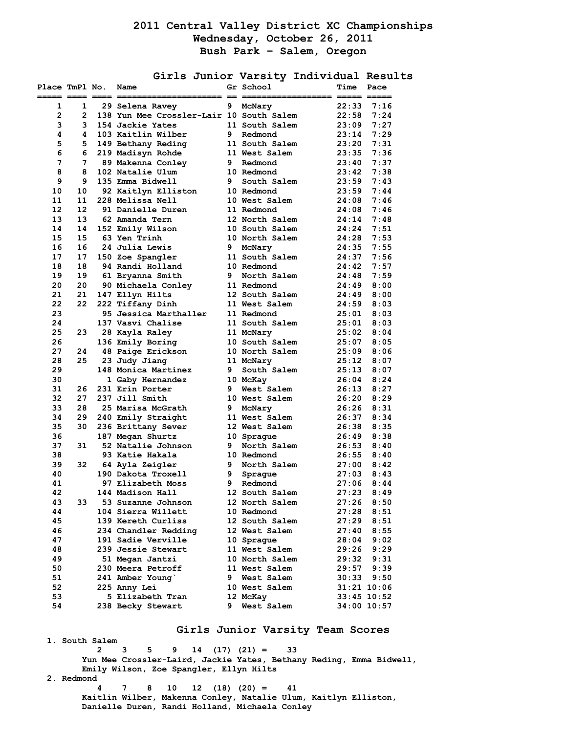# 2011 Central Valley District XC Championships
## Wednesday, October 26, 2011
## Bush Park - Salem, Oregon

### Girls Junior Varsity Individual Results

| Place | TmPl | No. | Name | Gr | School | Time | Pace |
|---|---|---|---|---|---|---|---|
| 1 | 1 | 29 | Selena Ravey | 9 | McNary | 22:33 | 7:16 |
| 2 | 2 | 138 | Yun Mee Crossler-Lair | 10 | South Salem | 22:58 | 7:24 |
| 3 | 3 | 154 | Jackie Yates | 11 | South Salem | 23:09 | 7:27 |
| 4 | 4 | 103 | Kaitlin Wilber | 9 | Redmond | 23:14 | 7:29 |
| 5 | 5 | 149 | Bethany Reding | 11 | South Salem | 23:20 | 7:31 |
| 6 | 6 | 219 | Madisyn Rohde | 11 | West Salem | 23:35 | 7:36 |
| 7 | 7 | 89 | Makenna Conley | 9 | Redmond | 23:40 | 7:37 |
| 8 | 8 | 102 | Natalie Ulum | 10 | Redmond | 23:42 | 7:38 |
| 9 | 9 | 135 | Emma Bidwell | 9 | South Salem | 23:59 | 7:43 |
| 10 | 10 | 92 | Kaitlyn Elliston | 10 | Redmond | 23:59 | 7:44 |
| 11 | 11 | 228 | Melissa Nell | 10 | West Salem | 24:08 | 7:46 |
| 12 | 12 | 91 | Danielle Duren | 11 | Redmond | 24:08 | 7:46 |
| 13 | 13 | 62 | Amanda Tern | 12 | North Salem | 24:14 | 7:48 |
| 14 | 14 | 152 | Emily Wilson | 10 | South Salem | 24:24 | 7:51 |
| 15 | 15 | 63 | Yen Trinh | 10 | North Salem | 24:28 | 7:53 |
| 16 | 16 | 24 | Julia Lewis | 9 | McNary | 24:35 | 7:55 |
| 17 | 17 | 150 | Zoe Spangler | 11 | South Salem | 24:37 | 7:56 |
| 18 | 18 | 94 | Randi Holland | 10 | Redmond | 24:42 | 7:57 |
| 19 | 19 | 61 | Bryanna Smith | 9 | North Salem | 24:48 | 7:59 |
| 20 | 20 | 90 | Michaela Conley | 11 | Redmond | 24:49 | 8:00 |
| 21 | 21 | 147 | Ellyn Hilts | 12 | South Salem | 24:49 | 8:00 |
| 22 | 22 | 222 | Tiffany Dinh | 11 | West Salem | 24:59 | 8:03 |
| 23 | | 95 | Jessica Marthaller | 11 | Redmond | 25:01 | 8:03 |
| 24 | | 137 | Vasvi Chalise | 11 | South Salem | 25:01 | 8:03 |
| 25 | 23 | 28 | Kayla Raley | 11 | McNary | 25:02 | 8:04 |
| 26 | | 136 | Emily Boring | 10 | South Salem | 25:07 | 8:05 |
| 27 | 24 | 48 | Paige Erickson | 10 | North Salem | 25:09 | 8:06 |
| 28 | 25 | 23 | Judy Jiang | 11 | McNary | 25:12 | 8:07 |
| 29 | | 148 | Monica Martinez | 9 | South Salem | 25:13 | 8:07 |
| 30 | | 1 | Gaby Hernandez | 10 | McKay | 26:04 | 8:24 |
| 31 | 26 | 231 | Erin Porter | 9 | West Salem | 26:13 | 8:27 |
| 32 | 27 | 237 | Jill Smith | 10 | West Salem | 26:20 | 8:29 |
| 33 | 28 | 25 | Marisa McGrath | 9 | McNary | 26:26 | 8:31 |
| 34 | 29 | 240 | Emily Straight | 11 | West Salem | 26:37 | 8:34 |
| 35 | 30 | 236 | Brittany Sever | 12 | West Salem | 26:38 | 8:35 |
| 36 | | 187 | Megan Shurtz | 10 | Sprague | 26:49 | 8:38 |
| 37 | 31 | 52 | Natalie Johnson | 9 | North Salem | 26:53 | 8:40 |
| 38 | | 93 | Katie Hakala | 10 | Redmond | 26:55 | 8:40 |
| 39 | 32 | 64 | Ayla Zeigler | 9 | North Salem | 27:00 | 8:42 |
| 40 | | 190 | Dakota Troxell | 9 | Sprague | 27:03 | 8:43 |
| 41 | | 97 | Elizabeth Moss | 9 | Redmond | 27:06 | 8:44 |
| 42 | | 144 | Madison Hall | 12 | South Salem | 27:23 | 8:49 |
| 43 | 33 | 53 | Suzanne Johnson | 12 | North Salem | 27:26 | 8:50 |
| 44 | | 104 | Sierra Willett | 10 | Redmond | 27:28 | 8:51 |
| 45 | | 139 | Kereth Curliss | 12 | South Salem | 27:29 | 8:51 |
| 46 | | 234 | Chandler Redding | 12 | West Salem | 27:40 | 8:55 |
| 47 | | 191 | Sadie Verville | 10 | Sprague | 28:04 | 9:02 |
| 48 | | 239 | Jessie Stewart | 11 | West Salem | 29:26 | 9:29 |
| 49 | | 51 | Megan Jantzi | 10 | North Salem | 29:32 | 9:31 |
| 50 | | 230 | Meera Petroff | 11 | West Salem | 29:57 | 9:39 |
| 51 | | 241 | Amber Young` | 9 | West Salem | 30:33 | 9:50 |
| 52 | | 225 | Anny Lei | 10 | West Salem | 31:21 | 10:06 |
| 53 | | 5 | Elizabeth Tran | 12 | McKay | 33:45 | 10:52 |
| 54 | | 238 | Becky Stewart | 9 | West Salem | 34:00 | 10:57 |

### Girls Junior Varsity Team Scores

1. South Salem
   2 3 5 9 14 (17) (21) = 33
   Yun Mee Crossler-Laird, Jackie Yates, Bethany Reding, Emma Bidwell, Emily Wilson, Zoe Spangler, Ellyn Hilts
2. Redmond
   4 7 8 10 12 (18) (20) = 41
   Kaitlin Wilber, Makenna Conley, Natalie Ulum, Kaitlyn Elliston, Danielle Duren, Randi Holland, Michaela Conley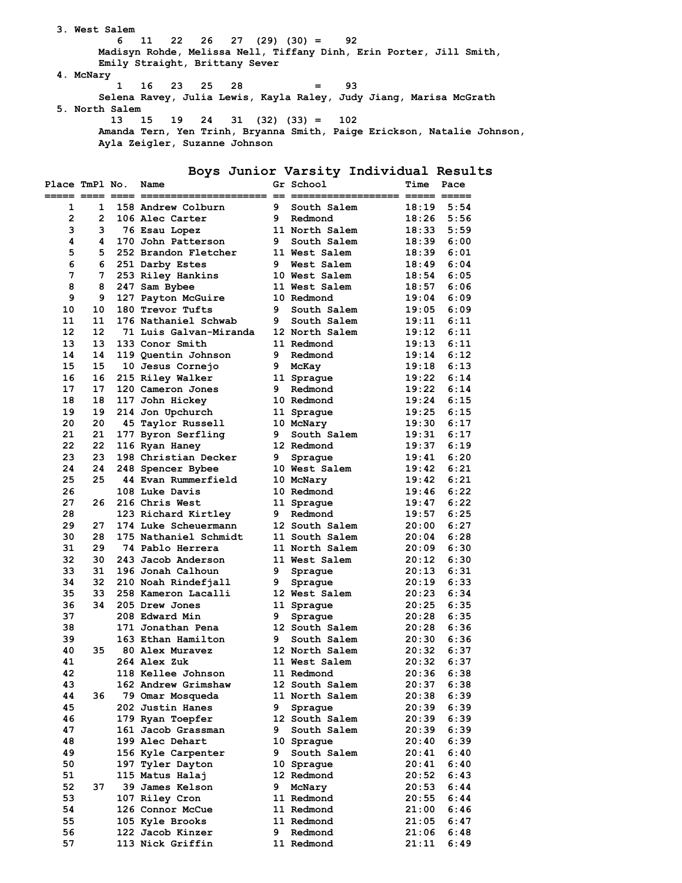3. West Salem

6 11 22 26 27 (29) (30) = 92

Madisyn Rohde, Melissa Nell, Tiffany Dinh, Erin Porter, Jill Smith, Emily Straight, Brittany Sever

4. McNary

1 16 23 25 28 = 93

Selena Ravey, Julia Lewis, Kayla Raley, Judy Jiang, Marisa McGrath

5. North Salem

13 15 19 24 31 (32) (33) = 102

Amanda Tern, Yen Trinh, Bryanna Smith, Paige Erickson, Natalie Johnson, Ayla Zeigler, Suzanne Johnson

## Boys Junior Varsity Individual Results

| Place | TmPl | No. | Name | Gr | School | Time | Pace |
|---|---|---|---|---|---|---|---|
| 1 | 1 | 158 | Andrew Colburn | 9 | South Salem | 18:19 | 5:54 |
| 2 | 2 | 106 | Alec Carter | 9 | Redmond | 18:26 | 5:56 |
| 3 | 3 | 76 | Esau Lopez | 11 | North Salem | 18:33 | 5:59 |
| 4 | 4 | 170 | John Patterson | 9 | South Salem | 18:39 | 6:00 |
| 5 | 5 | 252 | Brandon Fletcher | 11 | West Salem | 18:39 | 6:01 |
| 6 | 6 | 251 | Darby Estes | 9 | West Salem | 18:49 | 6:04 |
| 7 | 7 | 253 | Riley Hankins | 10 | West Salem | 18:54 | 6:05 |
| 8 | 8 | 247 | Sam Bybee | 11 | West Salem | 18:57 | 6:06 |
| 9 | 9 | 127 | Payton McGuire | 10 | Redmond | 19:04 | 6:09 |
| 10 | 10 | 180 | Trevor Tufts | 9 | South Salem | 19:05 | 6:09 |
| 11 | 11 | 176 | Nathaniel Schwab | 9 | South Salem | 19:11 | 6:11 |
| 12 | 12 | 71 | Luis Galvan-Miranda | 12 | North Salem | 19:12 | 6:11 |
| 13 | 13 | 133 | Conor Smith | 11 | Redmond | 19:13 | 6:11 |
| 14 | 14 | 119 | Quentin Johnson | 9 | Redmond | 19:14 | 6:12 |
| 15 | 15 | 10 | Jesus Cornejo | 9 | McKay | 19:18 | 6:13 |
| 16 | 16 | 215 | Riley Walker | 11 | Sprague | 19:22 | 6:14 |
| 17 | 17 | 120 | Cameron Jones | 9 | Redmond | 19:22 | 6:14 |
| 18 | 18 | 117 | John Hickey | 10 | Redmond | 19:24 | 6:15 |
| 19 | 19 | 214 | Jon Upchurch | 11 | Sprague | 19:25 | 6:15 |
| 20 | 20 | 45 | Taylor Russell | 10 | McNary | 19:30 | 6:17 |
| 21 | 21 | 177 | Byron Serfling | 9 | South Salem | 19:31 | 6:17 |
| 22 | 22 | 116 | Ryan Haney | 12 | Redmond | 19:37 | 6:19 |
| 23 | 23 | 198 | Christian Decker | 9 | Sprague | 19:41 | 6:20 |
| 24 | 24 | 248 | Spencer Bybee | 10 | West Salem | 19:42 | 6:21 |
| 25 | 25 | 44 | Evan Rummerfield | 10 | McNary | 19:42 | 6:21 |
| 26 | | 108 | Luke Davis | 10 | Redmond | 19:46 | 6:22 |
| 27 | 26 | 216 | Chris West | 11 | Sprague | 19:47 | 6:22 |
| 28 | | 123 | Richard Kirtley | 9 | Redmond | 19:57 | 6:25 |
| 29 | 27 | 174 | Luke Scheuermann | 12 | South Salem | 20:00 | 6:27 |
| 30 | 28 | 175 | Nathaniel Schmidt | 11 | South Salem | 20:04 | 6:28 |
| 31 | 29 | 74 | Pablo Herrera | 11 | North Salem | 20:09 | 6:30 |
| 32 | 30 | 243 | Jacob Anderson | 11 | West Salem | 20:12 | 6:30 |
| 33 | 31 | 196 | Jonah Calhoun | 9 | Sprague | 20:13 | 6:31 |
| 34 | 32 | 210 | Noah Rindefjall | 9 | Sprague | 20:19 | 6:33 |
| 35 | 33 | 258 | Kameron Lacalli | 12 | West Salem | 20:23 | 6:34 |
| 36 | 34 | 205 | Drew Jones | 11 | Sprague | 20:25 | 6:35 |
| 37 | | 208 | Edward Min | 9 | Sprague | 20:28 | 6:35 |
| 38 | | 171 | Jonathan Pena | 12 | South Salem | 20:28 | 6:36 |
| 39 | | 163 | Ethan Hamilton | 9 | South Salem | 20:30 | 6:36 |
| 40 | 35 | 80 | Alex Muravez | 12 | North Salem | 20:32 | 6:37 |
| 41 | | 264 | Alex Zuk | 11 | West Salem | 20:32 | 6:37 |
| 42 | | 118 | Kellee Johnson | 11 | Redmond | 20:36 | 6:38 |
| 43 | | 162 | Andrew Grimshaw | 12 | South Salem | 20:37 | 6:38 |
| 44 | 36 | 79 | Omar Mosqueda | 11 | North Salem | 20:38 | 6:39 |
| 45 | | 202 | Justin Hanes | 9 | Sprague | 20:39 | 6:39 |
| 46 | | 179 | Ryan Toepfer | 12 | South Salem | 20:39 | 6:39 |
| 47 | | 161 | Jacob Grassman | 9 | South Salem | 20:39 | 6:39 |
| 48 | | 199 | Alec Dehart | 10 | Sprague | 20:40 | 6:39 |
| 49 | | 156 | Kyle Carpenter | 9 | South Salem | 20:41 | 6:40 |
| 50 | | 197 | Tyler Dayton | 10 | Sprague | 20:41 | 6:40 |
| 51 | | 115 | Matus Halaj | 12 | Redmond | 20:52 | 6:43 |
| 52 | 37 | 39 | James Kelson | 9 | McNary | 20:53 | 6:44 |
| 53 | | 107 | Riley Cron | 11 | Redmond | 20:55 | 6:44 |
| 54 | | 126 | Connor McCue | 11 | Redmond | 21:00 | 6:46 |
| 55 | | 105 | Kyle Brooks | 11 | Redmond | 21:05 | 6:47 |
| 56 | | 122 | Jacob Kinzer | 9 | Redmond | 21:06 | 6:48 |
| 57 | | 113 | Nick Griffin | 11 | Redmond | 21:11 | 6:49 |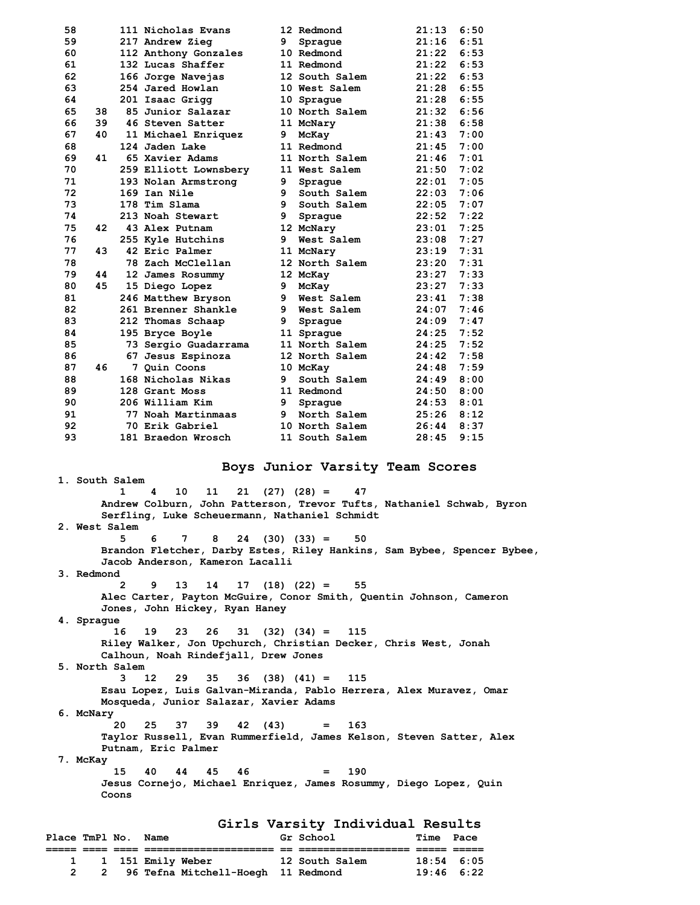| Place | TmPl | No. | Name | Gr | School | Time | Pace |
|---|---|---|---|---|---|---|---|
| 58 | | 111 | Nicholas Evans | 12 | Redmond | 21:13 | 6:50 |
| 59 | | 217 | Andrew Zieg | 9 | Sprague | 21:16 | 6:51 |
| 60 | | 112 | Anthony Gonzales | 10 | Redmond | 21:22 | 6:53 |
| 61 | | 132 | Lucas Shaffer | 11 | Redmond | 21:22 | 6:53 |
| 62 | | 166 | Jorge Navejas | 12 | South Salem | 21:22 | 6:53 |
| 63 | | 254 | Jared Howlan | 10 | West Salem | 21:28 | 6:55 |
| 64 | | 201 | Isaac Grigg | 10 | Sprague | 21:28 | 6:55 |
| 65 | 38 | 85 | Junior Salazar | 10 | North Salem | 21:32 | 6:56 |
| 66 | 39 | 46 | Steven Satter | 11 | McNary | 21:38 | 6:58 |
| 67 | 40 | 11 | Michael Enriquez | 9 | McKay | 21:43 | 7:00 |
| 68 | | 124 | Jaden Lake | 11 | Redmond | 21:45 | 7:00 |
| 69 | 41 | 65 | Xavier Adams | 11 | North Salem | 21:46 | 7:01 |
| 70 | | 259 | Elliott Lownsbery | 11 | West Salem | 21:50 | 7:02 |
| 71 | | 193 | Nolan Armstrong | 9 | Sprague | 22:01 | 7:05 |
| 72 | | 169 | Ian Nile | 9 | South Salem | 22:03 | 7:06 |
| 73 | | 178 | Tim Slama | 9 | South Salem | 22:05 | 7:07 |
| 74 | | 213 | Noah Stewart | 9 | Sprague | 22:52 | 7:22 |
| 75 | 42 | 43 | Alex Putnam | 12 | McNary | 23:01 | 7:25 |
| 76 | | 255 | Kyle Hutchins | 9 | West Salem | 23:08 | 7:27 |
| 77 | 43 | 42 | Eric Palmer | 11 | McNary | 23:19 | 7:31 |
| 78 | | 78 | Zach McClellan | 12 | North Salem | 23:20 | 7:31 |
| 79 | 44 | 12 | James Rosummy | 12 | McKay | 23:27 | 7:33 |
| 80 | 45 | 15 | Diego Lopez | 9 | McKay | 23:27 | 7:33 |
| 81 | | 246 | Matthew Bryson | 9 | West Salem | 23:41 | 7:38 |
| 82 | | 261 | Brenner Shankle | 9 | West Salem | 24:07 | 7:46 |
| 83 | | 212 | Thomas Schaap | 9 | Sprague | 24:09 | 7:47 |
| 84 | | 195 | Bryce Boyle | 11 | Sprague | 24:25 | 7:52 |
| 85 | | 73 | Sergio Guadarrama | 11 | North Salem | 24:25 | 7:52 |
| 86 | | 67 | Jesus Espinoza | 12 | North Salem | 24:42 | 7:58 |
| 87 | 46 | 7 | Quin Coons | 10 | McKay | 24:48 | 7:59 |
| 88 | | 168 | Nicholas Nikas | 9 | South Salem | 24:49 | 8:00 |
| 89 | | 128 | Grant Moss | 11 | Redmond | 24:50 | 8:00 |
| 90 | | 206 | William Kim | 9 | Sprague | 24:53 | 8:01 |
| 91 | | 77 | Noah Martinmaas | 9 | North Salem | 25:26 | 8:12 |
| 92 | | 70 | Erik Gabriel | 10 | North Salem | 26:44 | 8:37 |
| 93 | | 181 | Braedon Wrosch | 11 | South Salem | 28:45 | 9:15 |

## Boys Junior Varsity Team Scores

1. South Salem
   1 4 10 11 21 (27) (28) = 47
   Andrew Colburn, John Patterson, Trevor Tufts, Nathaniel Schwab, Byron Serfling, Luke Scheuermann, Nathaniel Schmidt
2. West Salem
   5 6 7 8 24 (30) (33) = 50
   Brandon Fletcher, Darby Estes, Riley Hankins, Sam Bybee, Spencer Bybee, Jacob Anderson, Kameron Lacalli
3. Redmond
   2 9 13 14 17 (18) (22) = 55
   Alec Carter, Payton McGuire, Conor Smith, Quentin Johnson, Cameron Jones, John Hickey, Ryan Haney
4. Sprague
   16 19 23 26 31 (32) (34) = 115
   Riley Walker, Jon Upchurch, Christian Decker, Chris West, Jonah Calhoun, Noah Rindefjall, Drew Jones
5. North Salem
   3 12 29 35 36 (38) (41) = 115
   Esau Lopez, Luis Galvan-Miranda, Pablo Herrera, Alex Muravez, Omar Mosqueda, Junior Salazar, Xavier Adams
6. McNary
   20 25 37 39 42 (43) = 163
   Taylor Russell, Evan Rummerfield, James Kelson, Steven Satter, Alex Putnam, Eric Palmer
7. McKay
   15 40 44 45 46 = 190
   Jesus Cornejo, Michael Enriquez, James Rosummy, Diego Lopez, Quin Coons

## Girls Varsity Individual Results

| Place | TmPl | No. | Name | Gr | School | Time | Pace |
|---|---|---|---|---|---|---|---|
| 1 | 1 | 151 | Emily Weber | 12 | South Salem | 18:54 | 6:05 |
| 2 | 2 | 96 | Tefna Mitchell-Hoegh | 11 | Redmond | 19:46 | 6:22 |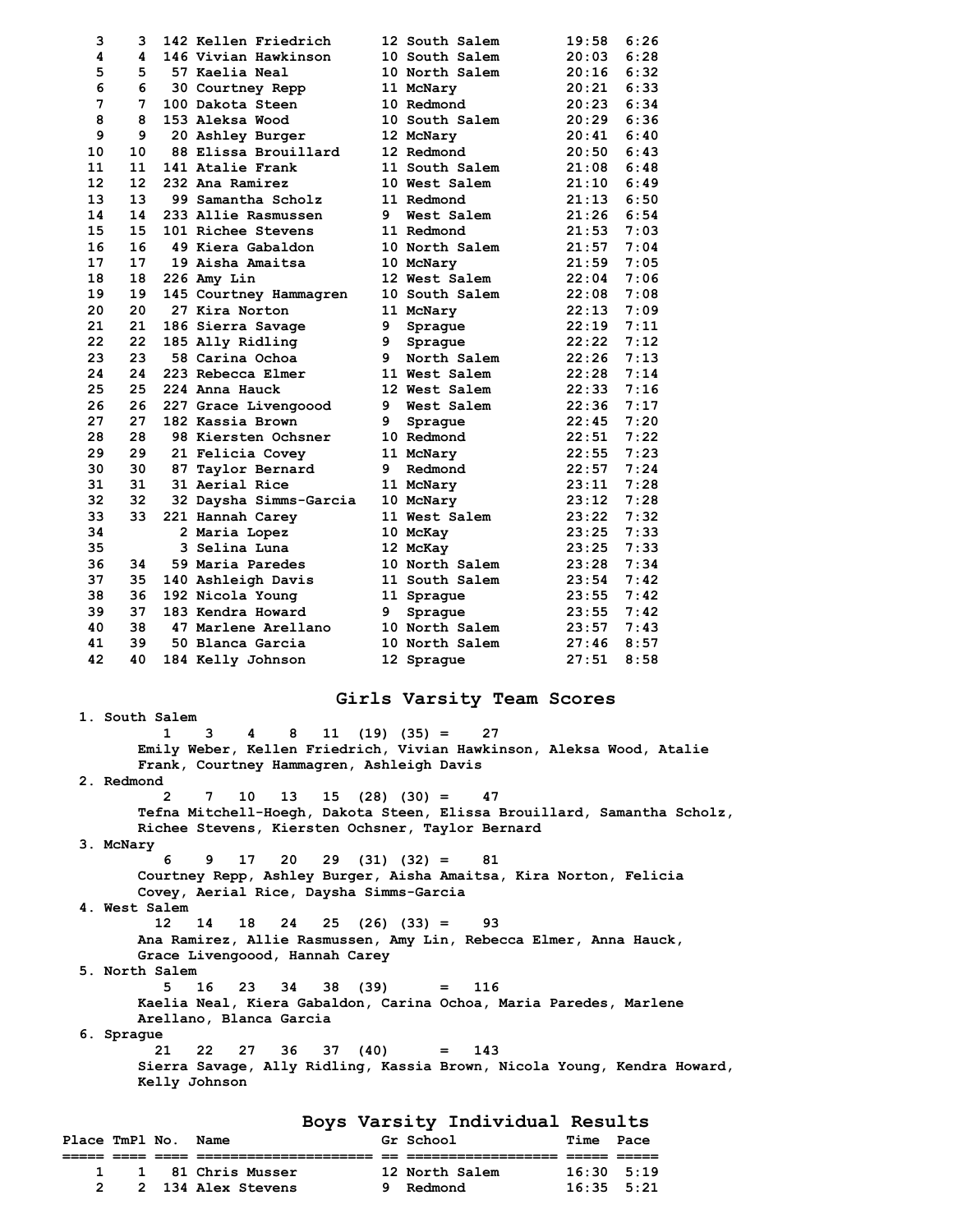| Place | TmPl | No. | Name | Gr | School | Time | Pace |
|---|---|---|---|---|---|---|---|
| 3 | 3 | 142 | Kellen Friedrich | 12 | South Salem | 19:58 | 6:26 |
| 4 | 4 | 146 | Vivian Hawkinson | 10 | South Salem | 20:03 | 6:28 |
| 5 | 5 | 57 | Kaelia Neal | 10 | North Salem | 20:16 | 6:32 |
| 6 | 6 | 30 | Courtney Repp | 11 | McNary | 20:21 | 6:33 |
| 7 | 7 | 100 | Dakota Steen | 10 | Redmond | 20:23 | 6:34 |
| 8 | 8 | 153 | Aleksa Wood | 10 | South Salem | 20:29 | 6:36 |
| 9 | 9 | 20 | Ashley Burger | 12 | McNary | 20:41 | 6:40 |
| 10 | 10 | 88 | Elissa Brouillard | 12 | Redmond | 20:50 | 6:43 |
| 11 | 11 | 141 | Atalie Frank | 11 | South Salem | 21:08 | 6:48 |
| 12 | 12 | 232 | Ana Ramirez | 10 | West Salem | 21:10 | 6:49 |
| 13 | 13 | 99 | Samantha Scholz | 11 | Redmond | 21:13 | 6:50 |
| 14 | 14 | 233 | Allie Rasmussen | 9 | West Salem | 21:26 | 6:54 |
| 15 | 15 | 101 | Richee Stevens | 11 | Redmond | 21:53 | 7:03 |
| 16 | 16 | 49 | Kiera Gabaldon | 10 | North Salem | 21:57 | 7:04 |
| 17 | 17 | 19 | Aisha Amaitsa | 10 | McNary | 21:59 | 7:05 |
| 18 | 18 | 226 | Amy Lin | 12 | West Salem | 22:04 | 7:06 |
| 19 | 19 | 145 | Courtney Hammagren | 10 | South Salem | 22:08 | 7:08 |
| 20 | 20 | 27 | Kira Norton | 11 | McNary | 22:13 | 7:09 |
| 21 | 21 | 186 | Sierra Savage | 9 | Sprague | 22:19 | 7:11 |
| 22 | 22 | 185 | Ally Ridling | 9 | Sprague | 22:22 | 7:12 |
| 23 | 23 | 58 | Carina Ochoa | 9 | North Salem | 22:26 | 7:13 |
| 24 | 24 | 223 | Rebecca Elmer | 11 | West Salem | 22:28 | 7:14 |
| 25 | 25 | 224 | Anna Hauck | 12 | West Salem | 22:33 | 7:16 |
| 26 | 26 | 227 | Grace Livengoood | 9 | West Salem | 22:36 | 7:17 |
| 27 | 27 | 182 | Kassia Brown | 9 | Sprague | 22:45 | 7:20 |
| 28 | 28 | 98 | Kiersten Ochsner | 10 | Redmond | 22:51 | 7:22 |
| 29 | 29 | 21 | Felicia Covey | 11 | McNary | 22:55 | 7:23 |
| 30 | 30 | 87 | Taylor Bernard | 9 | Redmond | 22:57 | 7:24 |
| 31 | 31 | 31 | Aerial Rice | 11 | McNary | 23:11 | 7:28 |
| 32 | 32 | 32 | Daysha Simms-Garcia | 10 | McNary | 23:12 | 7:28 |
| 33 | 33 | 221 | Hannah Carey | 11 | West Salem | 23:22 | 7:32 |
| 34 | | 2 | Maria Lopez | 10 | McKay | 23:25 | 7:33 |
| 35 | | 3 | Selina Luna | 12 | McKay | 23:25 | 7:33 |
| 36 | 34 | 59 | Maria Paredes | 10 | North Salem | 23:28 | 7:34 |
| 37 | 35 | 140 | Ashleigh Davis | 11 | South Salem | 23:54 | 7:42 |
| 38 | 36 | 192 | Nicola Young | 11 | Sprague | 23:55 | 7:42 |
| 39 | 37 | 183 | Kendra Howard | 9 | Sprague | 23:55 | 7:42 |
| 40 | 38 | 47 | Marlene Arellano | 10 | North Salem | 23:57 | 7:43 |
| 41 | 39 | 50 | Blanca Garcia | 10 | North Salem | 27:46 | 8:57 |
| 42 | 40 | 184 | Kelly Johnson | 12 | Sprague | 27:51 | 8:58 |

## Girls Varsity Team Scores

1. South Salem
   1 3 4 8 11 (19) (35) = 27
   Emily Weber, Kellen Friedrich, Vivian Hawkinson, Aleksa Wood, Atalie Frank, Courtney Hammagren, Ashleigh Davis
2. Redmond
   2 7 10 13 15 (28) (30) = 47
   Tefna Mitchell-Hoegh, Dakota Steen, Elissa Brouillard, Samantha Scholz, Richee Stevens, Kiersten Ochsner, Taylor Bernard
3. McNary
   6 9 17 20 29 (31) (32) = 81
   Courtney Repp, Ashley Burger, Aisha Amaitsa, Kira Norton, Felicia Covey, Aerial Rice, Daysha Simms-Garcia
4. West Salem
   12 14 18 24 25 (26) (33) = 93
   Ana Ramirez, Allie Rasmussen, Amy Lin, Rebecca Elmer, Anna Hauck, Grace Livengoood, Hannah Carey
5. North Salem
   5 16 23 34 38 (39) = 116
   Kaelia Neal, Kiera Gabaldon, Carina Ochoa, Maria Paredes, Marlene Arellano, Blanca Garcia
6. Sprague
   21 22 27 36 37 (40) = 143
   Sierra Savage, Ally Ridling, Kassia Brown, Nicola Young, Kendra Howard, Kelly Johnson

## Boys Varsity Individual Results

| Place | TmPl | No. | Name | Gr | School | Time | Pace |
|---|---|---|---|---|---|---|---|
| 1 | 1 | 81 | Chris Musser | 12 | North Salem | 16:30 | 5:19 |
| 2 | 2 | 134 | Alex Stevens | 9 | Redmond | 16:35 | 5:21 |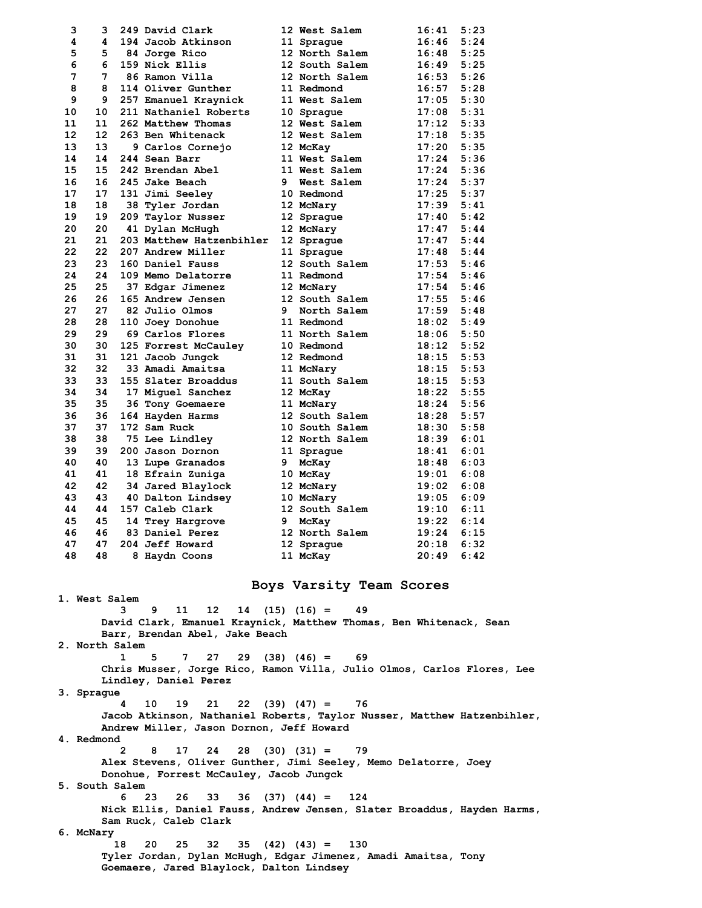| | | | | | | | |
|---|---|---|---|---|---|---|---|
| 3 | 3 | 249 | David Clark | 12 | West Salem | 16:41 | 5:23 |
| 4 | 4 | 194 | Jacob Atkinson | 11 | Sprague | 16:46 | 5:24 |
| 5 | 5 | 84 | Jorge Rico | 12 | North Salem | 16:48 | 5:25 |
| 6 | 6 | 159 | Nick Ellis | 12 | South Salem | 16:49 | 5:25 |
| 7 | 7 | 86 | Ramon Villa | 12 | North Salem | 16:53 | 5:26 |
| 8 | 8 | 114 | Oliver Gunther | 11 | Redmond | 16:57 | 5:28 |
| 9 | 9 | 257 | Emanuel Kraynick | 11 | West Salem | 17:05 | 5:30 |
| 10 | 10 | 211 | Nathaniel Roberts | 10 | Sprague | 17:08 | 5:31 |
| 11 | 11 | 262 | Matthew Thomas | 12 | West Salem | 17:12 | 5:33 |
| 12 | 12 | 263 | Ben Whitenack | 12 | West Salem | 17:18 | 5:35 |
| 13 | 13 | 9 | Carlos Cornejo | 12 | McKay | 17:20 | 5:35 |
| 14 | 14 | 244 | Sean Barr | 11 | West Salem | 17:24 | 5:36 |
| 15 | 15 | 242 | Brendan Abel | 11 | West Salem | 17:24 | 5:36 |
| 16 | 16 | 245 | Jake Beach | 9 | West Salem | 17:24 | 5:37 |
| 17 | 17 | 131 | Jimi Seeley | 10 | Redmond | 17:25 | 5:37 |
| 18 | 18 | 38 | Tyler Jordan | 12 | McNary | 17:39 | 5:41 |
| 19 | 19 | 209 | Taylor Nusser | 12 | Sprague | 17:40 | 5:42 |
| 20 | 20 | 41 | Dylan McHugh | 12 | McNary | 17:47 | 5:44 |
| 21 | 21 | 203 | Matthew Hatzenbihler | 12 | Sprague | 17:47 | 5:44 |
| 22 | 22 | 207 | Andrew Miller | 11 | Sprague | 17:48 | 5:44 |
| 23 | 23 | 160 | Daniel Fauss | 12 | South Salem | 17:53 | 5:46 |
| 24 | 24 | 109 | Memo Delatorre | 11 | Redmond | 17:54 | 5:46 |
| 25 | 25 | 37 | Edgar Jimenez | 12 | McNary | 17:54 | 5:46 |
| 26 | 26 | 165 | Andrew Jensen | 12 | South Salem | 17:55 | 5:46 |
| 27 | 27 | 82 | Julio Olmos | 9 | North Salem | 17:59 | 5:48 |
| 28 | 28 | 110 | Joey Donohue | 11 | Redmond | 18:02 | 5:49 |
| 29 | 29 | 69 | Carlos Flores | 11 | North Salem | 18:06 | 5:50 |
| 30 | 30 | 125 | Forrest McCauley | 10 | Redmond | 18:12 | 5:52 |
| 31 | 31 | 121 | Jacob Jungck | 12 | Redmond | 18:15 | 5:53 |
| 32 | 32 | 33 | Amadi Amaitsa | 11 | McNary | 18:15 | 5:53 |
| 33 | 33 | 155 | Slater Broaddus | 11 | South Salem | 18:15 | 5:53 |
| 34 | 34 | 17 | Miguel Sanchez | 12 | McKay | 18:22 | 5:55 |
| 35 | 35 | 36 | Tony Goemaere | 11 | McNary | 18:24 | 5:56 |
| 36 | 36 | 164 | Hayden Harms | 12 | South Salem | 18:28 | 5:57 |
| 37 | 37 | 172 | Sam Ruck | 10 | South Salem | 18:30 | 5:58 |
| 38 | 38 | 75 | Lee Lindley | 12 | North Salem | 18:39 | 6:01 |
| 39 | 39 | 200 | Jason Dornon | 11 | Sprague | 18:41 | 6:01 |
| 40 | 40 | 13 | Lupe Granados | 9 | McKay | 18:48 | 6:03 |
| 41 | 41 | 18 | Efrain Zuniga | 10 | McKay | 19:01 | 6:08 |
| 42 | 42 | 34 | Jared Blaylock | 12 | McNary | 19:02 | 6:08 |
| 43 | 43 | 40 | Dalton Lindsey | 10 | McNary | 19:05 | 6:09 |
| 44 | 44 | 157 | Caleb Clark | 12 | South Salem | 19:10 | 6:11 |
| 45 | 45 | 14 | Trey Hargrove | 9 | McKay | 19:22 | 6:14 |
| 46 | 46 | 83 | Daniel Perez | 12 | North Salem | 19:24 | 6:15 |
| 47 | 47 | 204 | Jeff Howard | 12 | Sprague | 20:18 | 6:32 |
| 48 | 48 | 8 | Haydn Coons | 11 | McKay | 20:49 | 6:42 |

## Boys Varsity Team Scores

1. West Salem
   3 9 11 12 14 (15) (16) = 49
   David Clark, Emanuel Kraynick, Matthew Thomas, Ben Whitenack, Sean Barr, Brendan Abel, Jake Beach
2. North Salem
   1 5 7 27 29 (38) (46) = 69
   Chris Musser, Jorge Rico, Ramon Villa, Julio Olmos, Carlos Flores, Lee Lindley, Daniel Perez
3. Sprague
   4 10 19 21 22 (39) (47) = 76
   Jacob Atkinson, Nathaniel Roberts, Taylor Nusser, Matthew Hatzenbihler, Andrew Miller, Jason Dornon, Jeff Howard
4. Redmond
   2 8 17 24 28 (30) (31) = 79
   Alex Stevens, Oliver Gunther, Jimi Seeley, Memo Delatorre, Joey Donohue, Forrest McCauley, Jacob Jungck
5. South Salem
   6 23 26 33 36 (37) (44) = 124
   Nick Ellis, Daniel Fauss, Andrew Jensen, Slater Broaddus, Hayden Harms, Sam Ruck, Caleb Clark
6. McNary
   18 20 25 32 35 (42) (43) = 130
   Tyler Jordan, Dylan McHugh, Edgar Jimenez, Amadi Amaitsa, Tony Goemaere, Jared Blaylock, Dalton Lindsey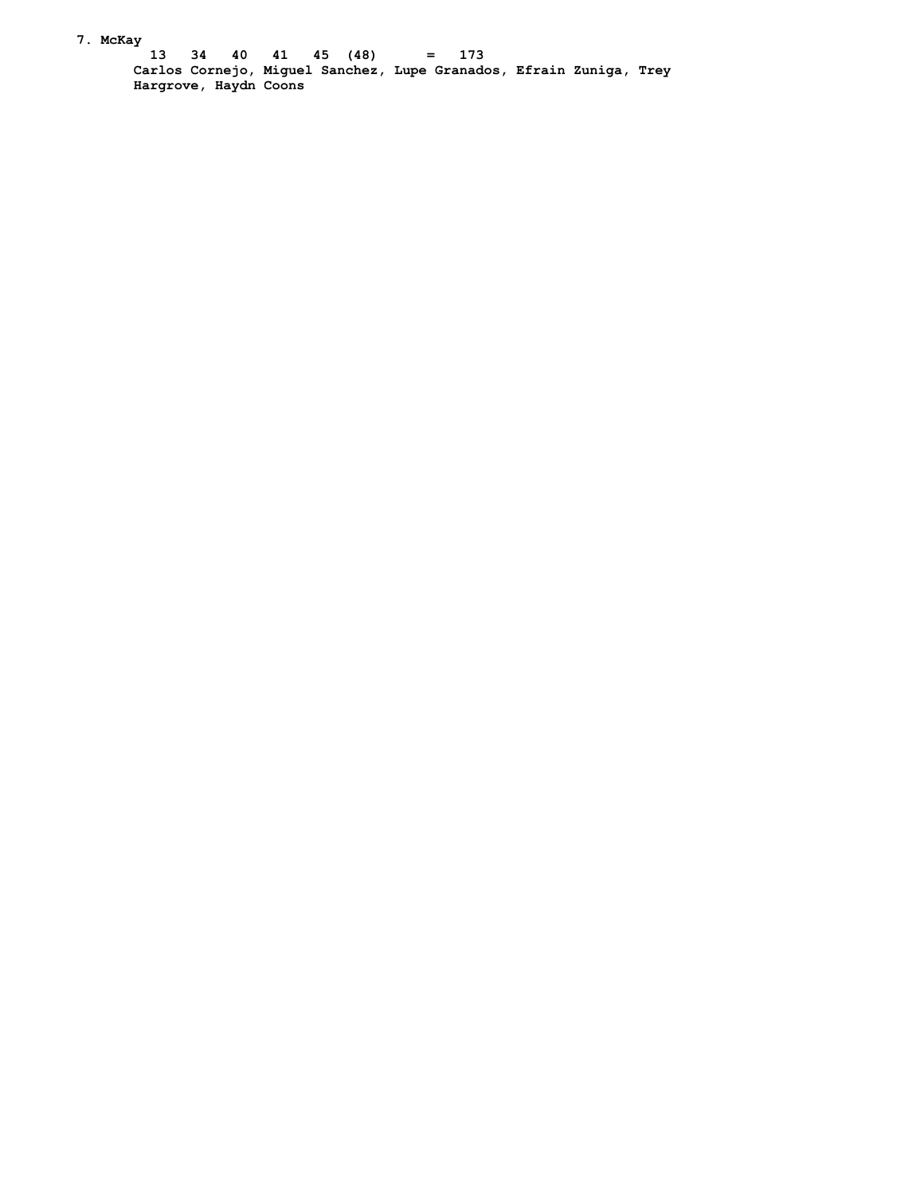7. McKay
   13   34   40   41   45  (48)      =   173
   Carlos Cornejo, Miguel Sanchez, Lupe Granados, Efrain Zuniga, Trey Hargrove, Haydn Coons